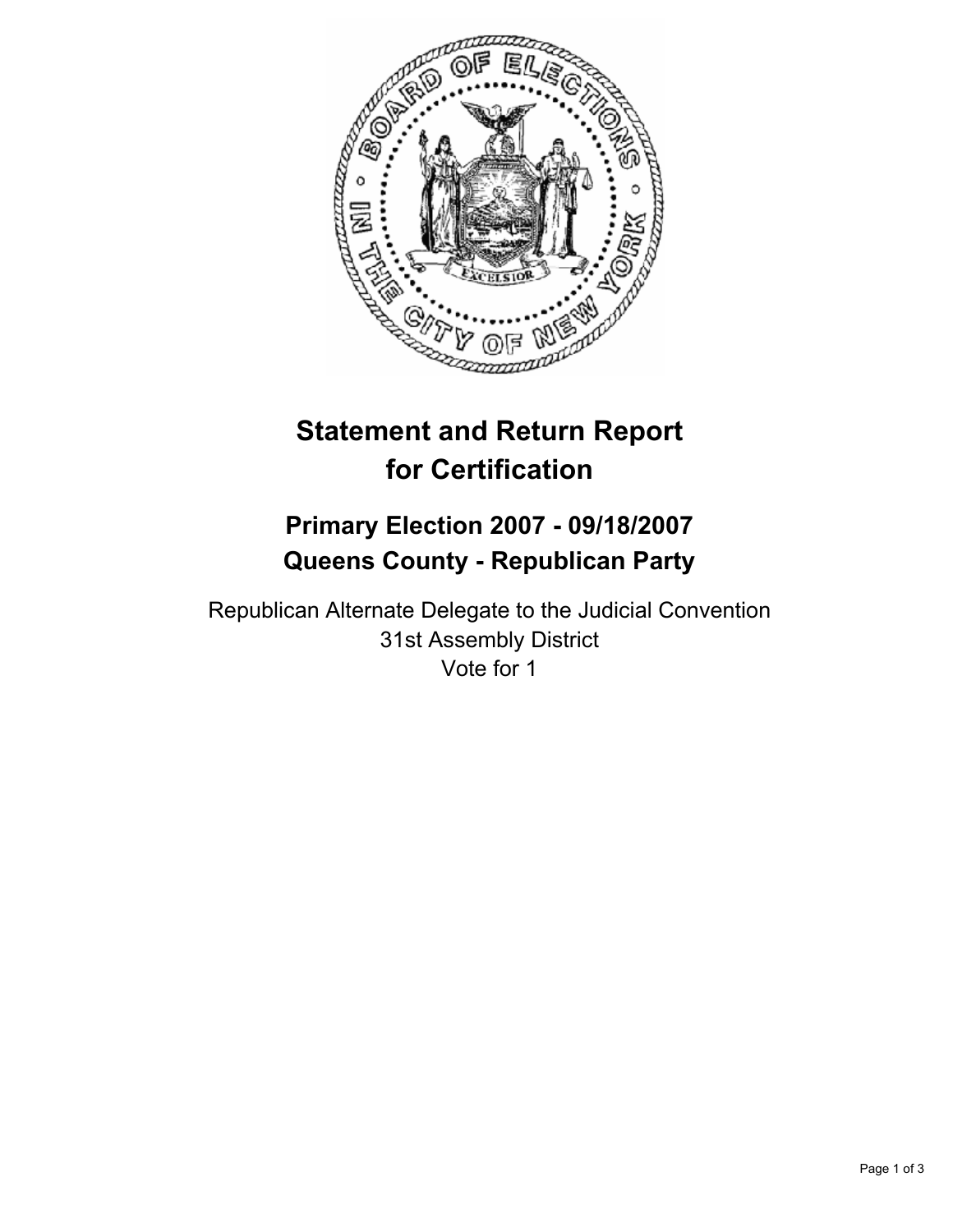# Statement and Return Report for Certification

## Primary Election 2007 - 09/18/2007
## Queens County - Republican Party

Republican Alternate Delegate to the Judicial Convention
31st Assembly District
Vote for 1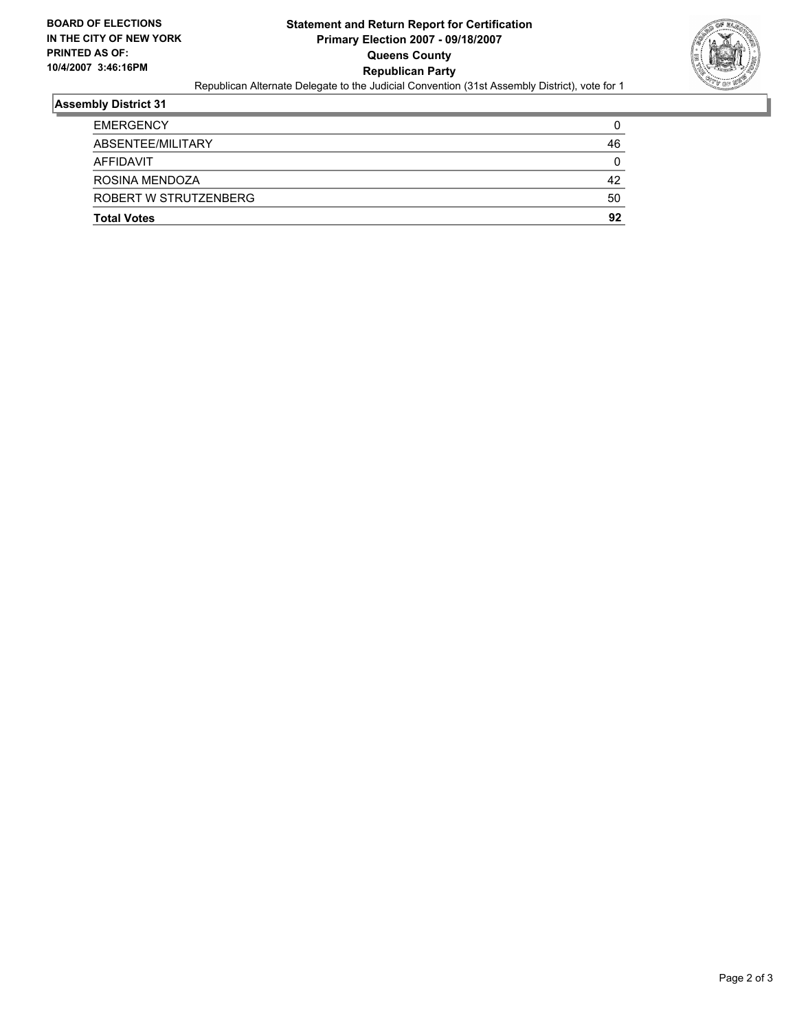**BOARD OF ELECTIONS IN THE CITY OF NEW YORK PRINTED AS OF: 10/4/2007 3:46:16PM**

# Statement and Return Report for Certification
## Primary Election 2007 - 09/18/2007
## Queens County
## Republican Party

Republican Alternate Delegate to the Judicial Convention (31st Assembly District), vote for 1

### Assembly District 31

| | |
|---|---|
| EMERGENCY | 0 |
| ABSENTEE/MILITARY | 46 |
| AFFIDAVIT | 0 |
| ROSINA MENDOZA | 42 |
| ROBERT W STRUTZENBERG | 50 |
| **Total Votes** | **92** |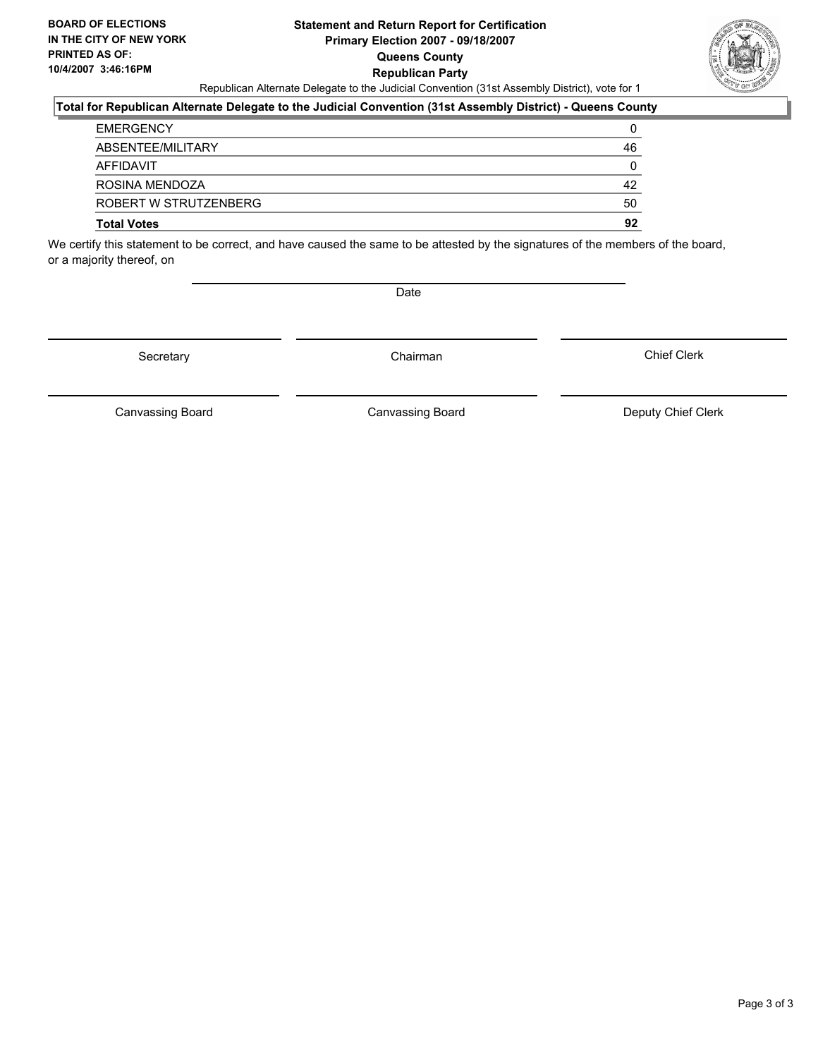**BOARD OF ELECTIONS IN THE CITY OF NEW YORK PRINTED AS OF: 10/4/2007 3:46:16PM**

**Statement and Return Report for Certification**
**Primary Election 2007 - 09/18/2007**
**Queens County**
**Republican Party**

Republican Alternate Delegate to the Judicial Convention (31st Assembly District), vote for 1

**Total for Republican Alternate Delegate to the Judicial Convention (31st Assembly District) - Queens County**

| | |
|---|---|
| EMERGENCY | 0 |
| ABSENTEE/MILITARY | 46 |
| AFFIDAVIT | 0 |
| ROSINA MENDOZA | 42 |
| ROBERT W STRUTZENBERG | 50 |
| **Total Votes** | **92** |

We certify this statement to be correct, and have caused the same to be attested by the signatures of the members of the board, or a majority thereof, on

Date

Secretary

Chairman

Chief Clerk

Canvassing Board

Canvassing Board

Deputy Chief Clerk